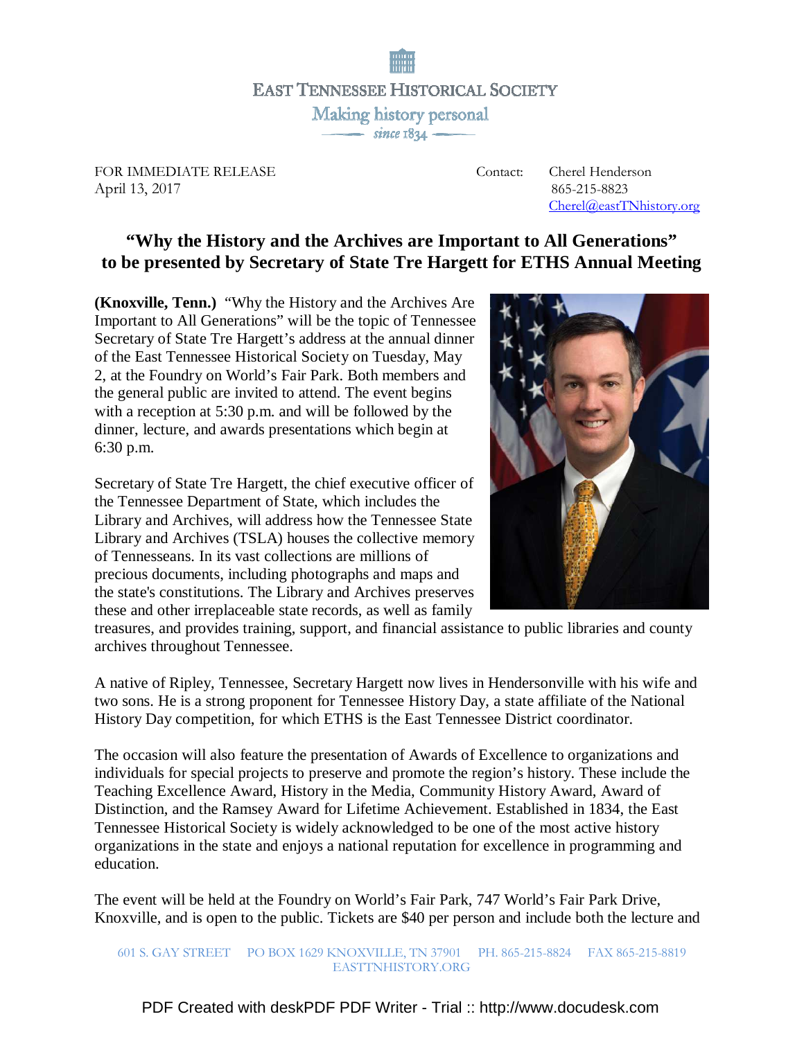EAST TENNESSEE HISTORICAL SOCIETY

Making history personal

since 1834

FOR IMMEDIATE RELEASE
April 13, 2017

Contact: Cherel Henderson
865-215-8823
Cherel@eastTNhistory.org

# "Why the History and the Archives are Important to All Generations" to be presented by Secretary of State Tre Hargett for ETHS Annual Meeting

**(Knoxville, Tenn.)** "Why the History and the Archives Are Important to All Generations" will be the topic of Tennessee Secretary of State Tre Hargett's address at the annual dinner of the East Tennessee Historical Society on Tuesday, May 2, at the Foundry on World's Fair Park. Both members and the general public are invited to attend. The event begins with a reception at 5:30 p.m. and will be followed by the dinner, lecture, and awards presentations which begin at 6:30 p.m.

Secretary of State Tre Hargett, the chief executive officer of the Tennessee Department of State, which includes the Library and Archives, will address how the Tennessee State Library and Archives (TSLA) houses the collective memory of Tennesseans. In its vast collections are millions of precious documents, including photographs and maps and the state's constitutions. The Library and Archives preserves these and other irreplaceable state records, as well as family treasures, and provides training, support, and financial assistance to public libraries and county archives throughout Tennessee.

A native of Ripley, Tennessee, Secretary Hargett now lives in Hendersonville with his wife and two sons. He is a strong proponent for Tennessee History Day, a state affiliate of the National History Day competition, for which ETHS is the East Tennessee District coordinator.

The occasion will also feature the presentation of Awards of Excellence to organizations and individuals for special projects to preserve and promote the region's history. These include the Teaching Excellence Award, History in the Media, Community History Award, Award of Distinction, and the Ramsey Award for Lifetime Achievement. Established in 1834, the East Tennessee Historical Society is widely acknowledged to be one of the most active history organizations in the state and enjoys a national reputation for excellence in programming and education.

The event will be held at the Foundry on World's Fair Park, 747 World's Fair Park Drive, Knoxville, and is open to the public. Tickets are $40 per person and include both the lecture and

601 S. GAY STREET PO BOX 1629 KNOXVILLE, TN 37901 PH. 865-215-8824 FAX 865-215-8819
EASTTNHISTORY.ORG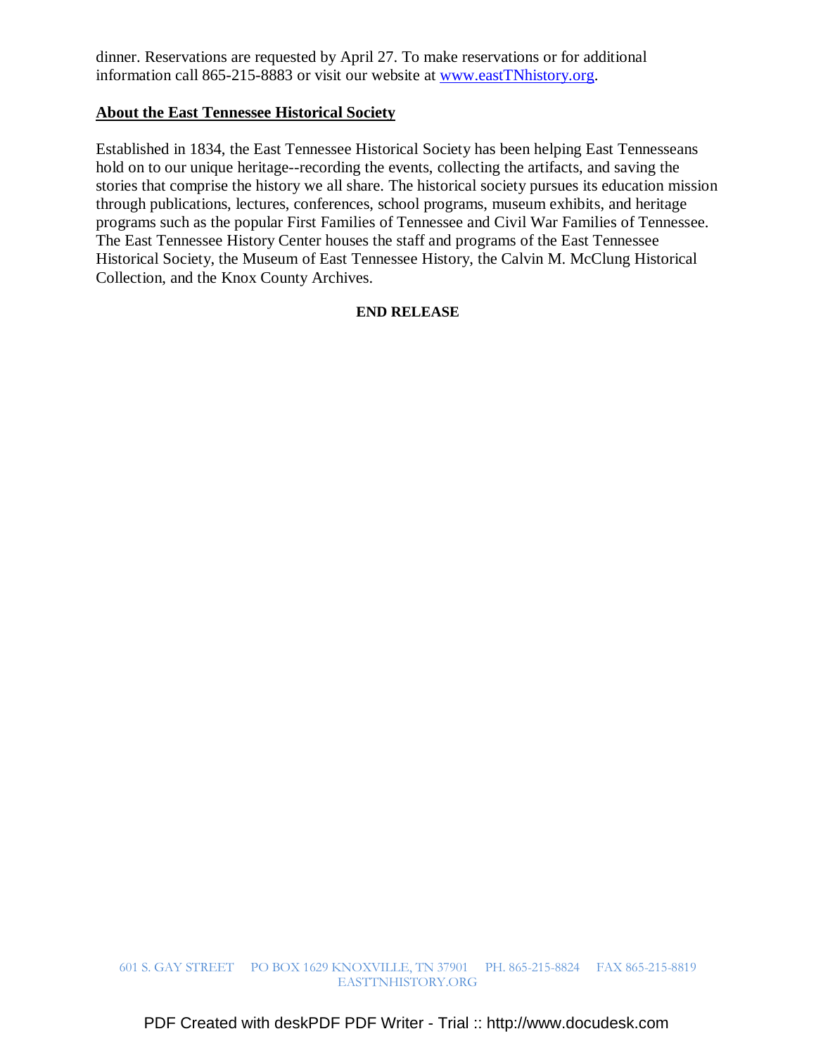dinner. Reservations are requested by April 27. To make reservations or for additional information call 865-215-8883 or visit our website at www.eastTNhistory.org.

## About the East Tennessee Historical Society

Established in 1834, the East Tennessee Historical Society has been helping East Tennesseans hold on to our unique heritage--recording the events, collecting the artifacts, and saving the stories that comprise the history we all share. The historical society pursues its education mission through publications, lectures, conferences, school programs, museum exhibits, and heritage programs such as the popular First Families of Tennessee and Civil War Families of Tennessee. The East Tennessee History Center houses the staff and programs of the East Tennessee Historical Society, the Museum of East Tennessee History, the Calvin M. McClung Historical Collection, and the Knox County Archives.

**END RELEASE**